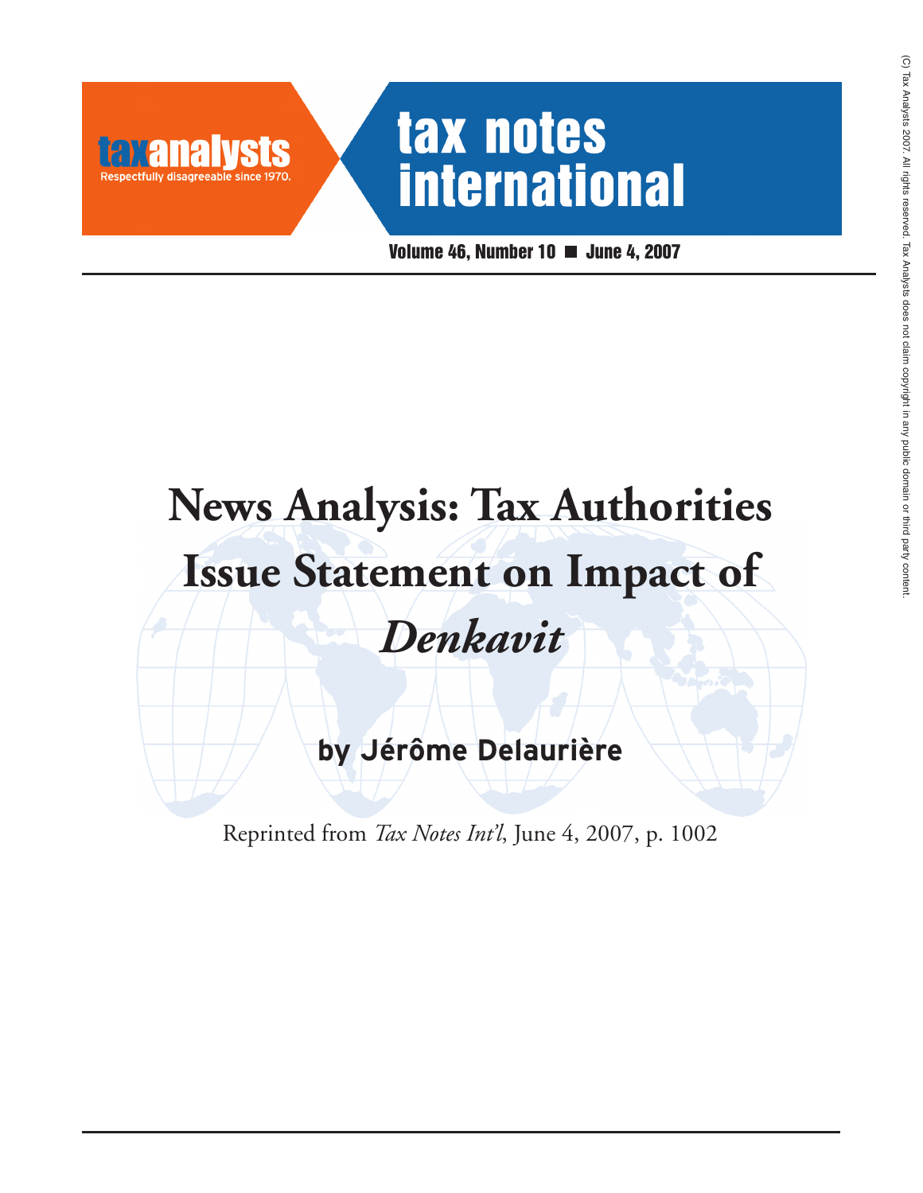taxanalysts

Respectfully disagreeable since 1970.

tax notes international

Volume 46, Number 10 ■ June 4, 2007

# News Analysis: Tax Authorities Issue Statement on Impact of *Denkavit*

## by Jérôme Delaurière

Reprinted from *Tax Notes Int'l*, June 4, 2007, p. 1002

(C) Tax Analysts 2007. All rights reserved. Tax Analysts does not claim copyright in any public domain or third party content.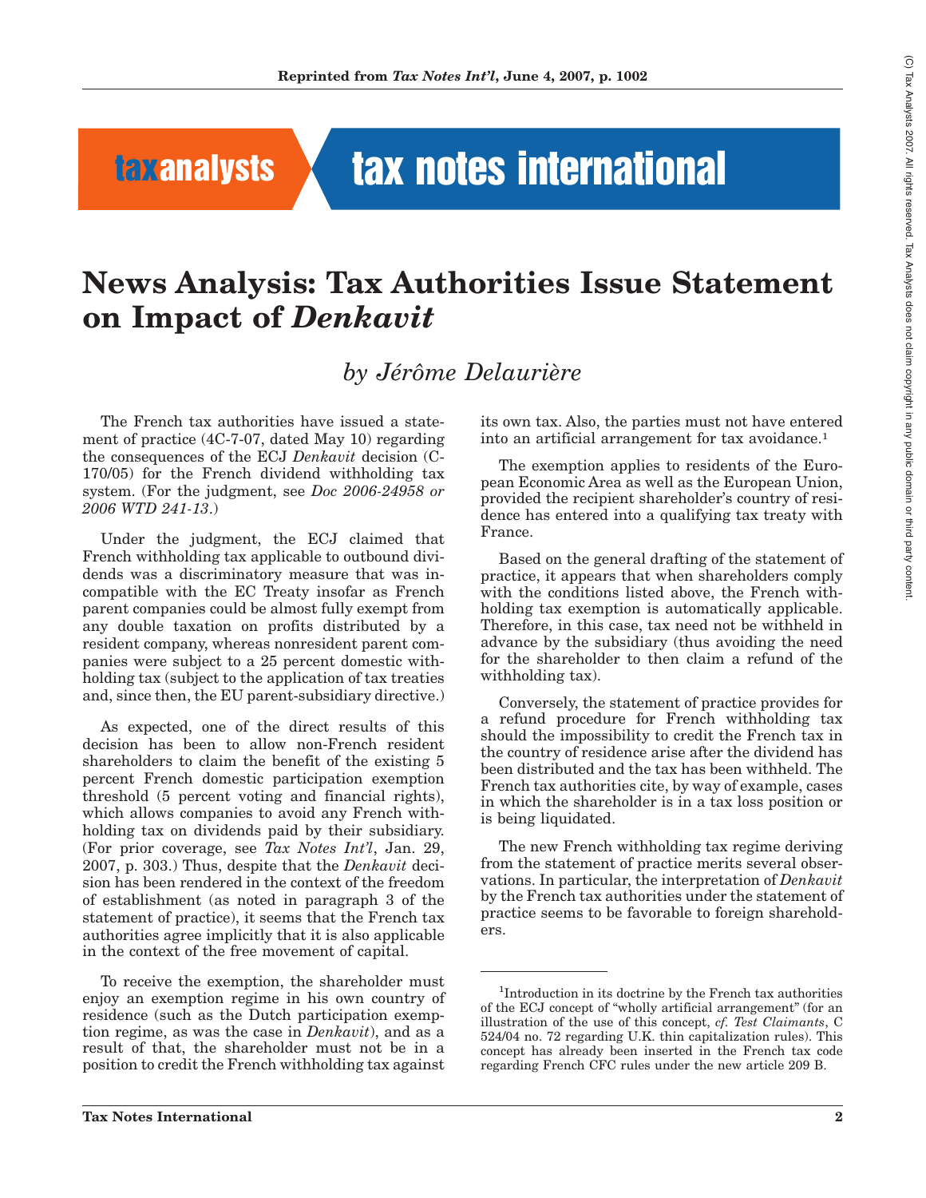# News Analysis: Tax Authorities Issue Statement on Impact of *Denkavit*

*by Jérôme Delaurière*

The French tax authorities have issued a statement of practice (4C-7-07, dated May 10) regarding the consequences of the ECJ *Denkavit* decision (C-170/05) for the French dividend withholding tax system. (For the judgment, see *Doc 2006-24958 or 2006 WTD 241-13*.)

Under the judgment, the ECJ claimed that French withholding tax applicable to outbound dividends was a discriminatory measure that was incompatible with the EC Treaty insofar as French parent companies could be almost fully exempt from any double taxation on profits distributed by a resident company, whereas nonresident parent companies were subject to a 25 percent domestic withholding tax (subject to the application of tax treaties and, since then, the EU parent-subsidiary directive.)

As expected, one of the direct results of this decision has been to allow non-French resident shareholders to claim the benefit of the existing 5 percent French domestic participation exemption threshold (5 percent voting and financial rights), which allows companies to avoid any French withholding tax on dividends paid by their subsidiary. (For prior coverage, see *Tax Notes Int'l*, Jan. 29, 2007, p. 303.) Thus, despite that the *Denkavit* decision has been rendered in the context of the freedom of establishment (as noted in paragraph 3 of the statement of practice), it seems that the French tax authorities agree implicitly that it is also applicable in the context of the free movement of capital.

To receive the exemption, the shareholder must enjoy an exemption regime in his own country of residence (such as the Dutch participation exemption regime, as was the case in *Denkavit*), and as a result of that, the shareholder must not be in a position to credit the French withholding tax against its own tax. Also, the parties must not have entered into an artificial arrangement for tax avoidance.[1]

The exemption applies to residents of the European Economic Area as well as the European Union, provided the recipient shareholder's country of residence has entered into a qualifying tax treaty with France.

Based on the general drafting of the statement of practice, it appears that when shareholders comply with the conditions listed above, the French withholding tax exemption is automatically applicable. Therefore, in this case, tax need not be withheld in advance by the subsidiary (thus avoiding the need for the shareholder to then claim a refund of the withholding tax).

Conversely, the statement of practice provides for a refund procedure for French withholding tax should the impossibility to credit the French tax in the country of residence arise after the dividend has been distributed and the tax has been withheld. The French tax authorities cite, by way of example, cases in which the shareholder is in a tax loss position or is being liquidated.

The new French withholding tax regime deriving from the statement of practice merits several observations. In particular, the interpretation of *Denkavit* by the French tax authorities under the statement of practice seems to be favorable to foreign shareholders.

---

[1]Introduction in its doctrine by the French tax authorities of the ECJ concept of "wholly artificial arrangement" (for an illustration of the use of this concept, *cf. Test Claimants*, C 524/04 no. 72 regarding U.K. thin capitalization rules). This concept has already been inserted in the French tax code regarding French CFC rules under the new article 209 B.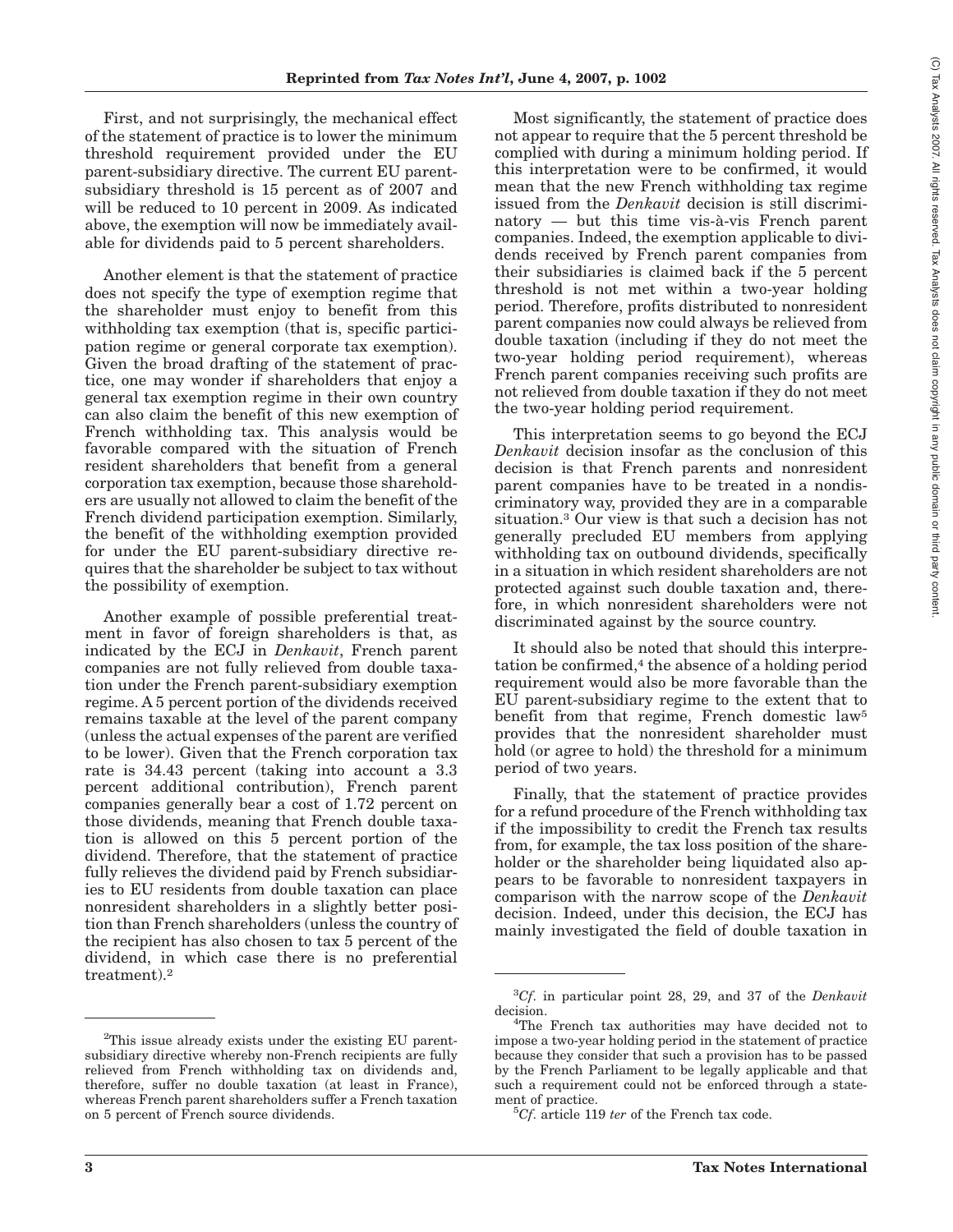First, and not surprisingly, the mechanical effect of the statement of practice is to lower the minimum threshold requirement provided under the EU parent-subsidiary directive. The current EU parent-subsidiary threshold is 15 percent as of 2007 and will be reduced to 10 percent in 2009. As indicated above, the exemption will now be immediately available for dividends paid to 5 percent shareholders.

Another element is that the statement of practice does not specify the type of exemption regime that the shareholder must enjoy to benefit from this withholding tax exemption (that is, specific participation regime or general corporate tax exemption). Given the broad drafting of the statement of practice, one may wonder if shareholders that enjoy a general tax exemption regime in their own country can also claim the benefit of this new exemption of French withholding tax. This analysis would be favorable compared with the situation of French resident shareholders that benefit from a general corporation tax exemption, because those shareholders are usually not allowed to claim the benefit of the French dividend participation exemption. Similarly, the benefit of the withholding exemption provided for under the EU parent-subsidiary directive requires that the shareholder be subject to tax without the possibility of exemption.

Another example of possible preferential treatment in favor of foreign shareholders is that, as indicated by the ECJ in *Denkavit*, French parent companies are not fully relieved from double taxation under the French parent-subsidiary exemption regime. A 5 percent portion of the dividends received remains taxable at the level of the parent company (unless the actual expenses of the parent are verified to be lower). Given that the French corporation tax rate is 34.43 percent (taking into account a 3.3 percent additional contribution), French parent companies generally bear a cost of 1.72 percent on those dividends, meaning that French double taxation is allowed on this 5 percent portion of the dividend. Therefore, that the statement of practice fully relieves the dividend paid by French subsidiaries to EU residents from double taxation can place nonresident shareholders in a slightly better position than French shareholders (unless the country of the recipient has also chosen to tax 5 percent of the dividend, in which case there is no preferential treatment).[2]

Most significantly, the statement of practice does not appear to require that the 5 percent threshold be complied with during a minimum holding period. If this interpretation were to be confirmed, it would mean that the new French withholding tax regime issued from the *Denkavit* decision is still discriminatory — but this time vis-à-vis French parent companies. Indeed, the exemption applicable to dividends received by French parent companies from their subsidiaries is claimed back if the 5 percent threshold is not met within a two-year holding period. Therefore, profits distributed to nonresident parent companies now could always be relieved from double taxation (including if they do not meet the two-year holding period requirement), whereas French parent companies receiving such profits are not relieved from double taxation if they do not meet the two-year holding period requirement.

This interpretation seems to go beyond the ECJ *Denkavit* decision insofar as the conclusion of this decision is that French parents and nonresident parent companies have to be treated in a nondiscriminatory way, provided they are in a comparable situation.[3] Our view is that such a decision has not generally precluded EU members from applying withholding tax on outbound dividends, specifically in a situation in which resident shareholders are not protected against such double taxation and, therefore, in which nonresident shareholders were not discriminated against by the source country.

It should also be noted that should this interpretation be confirmed,[4] the absence of a holding period requirement would also be more favorable than the EU parent-subsidiary regime to the extent that to benefit from that regime, French domestic law[5] provides that the nonresident shareholder must hold (or agree to hold) the threshold for a minimum period of two years.

Finally, that the statement of practice provides for a refund procedure of the French withholding tax if the impossibility to credit the French tax results from, for example, the tax loss position of the shareholder or the shareholder being liquidated also appears to be favorable to nonresident taxpayers in comparison with the narrow scope of the *Denkavit* decision. Indeed, under this decision, the ECJ has mainly investigated the field of double taxation in

---

[2]This issue already exists under the existing EU parent-subsidiary directive whereby non-French recipients are fully relieved from French withholding tax on dividends and, therefore, suffer no double taxation (at least in France), whereas French parent shareholders suffer a French taxation on 5 percent of French source dividends.

[3]*Cf.* in particular point 28, 29, and 37 of the *Denkavit* decision.

[4]The French tax authorities may have decided not to impose a two-year holding period in the statement of practice because they consider that such a provision has to be passed by the French Parliament to be legally applicable and that such a requirement could not be enforced through a statement of practice.

[5]*Cf.* article 119 *ter* of the French tax code.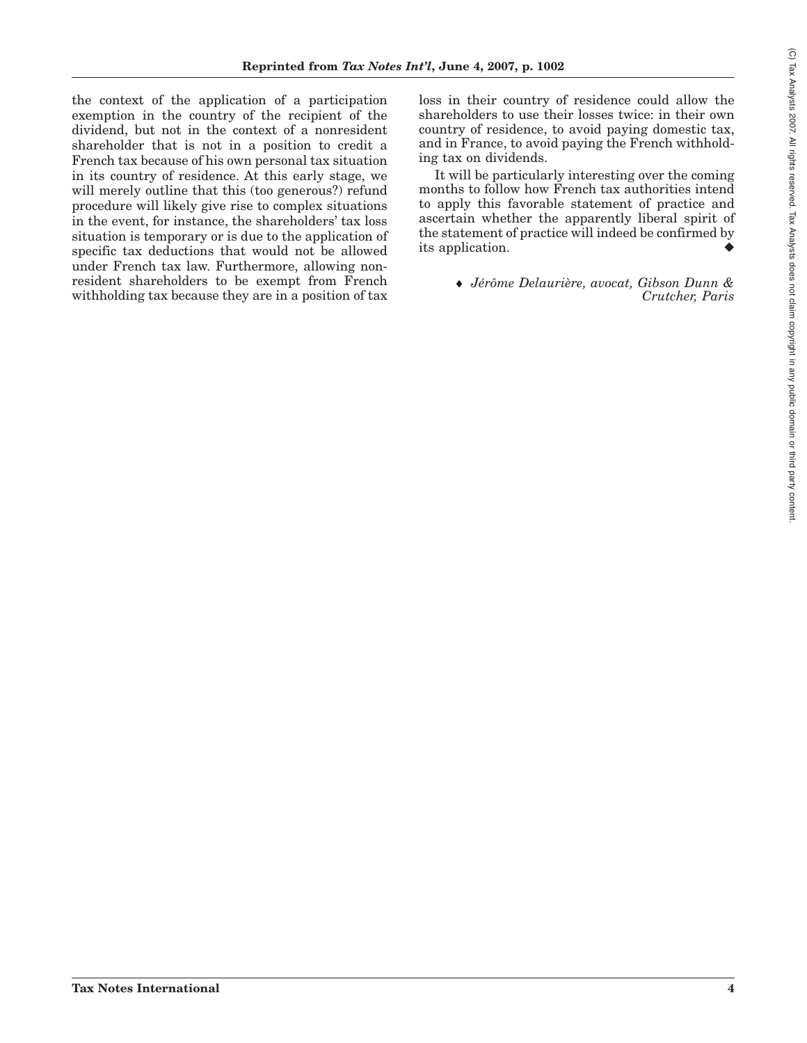the context of the application of a participation exemption in the country of the recipient of the dividend, but not in the context of a nonresident shareholder that is not in a position to credit a French tax because of his own personal tax situation in its country of residence. At this early stage, we will merely outline that this (too generous?) refund procedure will likely give rise to complex situations in the event, for instance, the shareholders' tax loss situation is temporary or is due to the application of specific tax deductions that would not be allowed under French tax law. Furthermore, allowing nonresident shareholders to be exempt from French withholding tax because they are in a position of tax loss in their country of residence could allow the shareholders to use their losses twice: in their own country of residence, to avoid paying domestic tax, and in France, to avoid paying the French withholding tax on dividends.

It will be particularly interesting over the coming months to follow how French tax authorities intend to apply this favorable statement of practice and ascertain whether the apparently liberal spirit of the statement of practice will indeed be confirmed by its application. ◆

♦ *Jérôme Delaurière, avocat, Gibson Dunn & Crutcher, Paris*